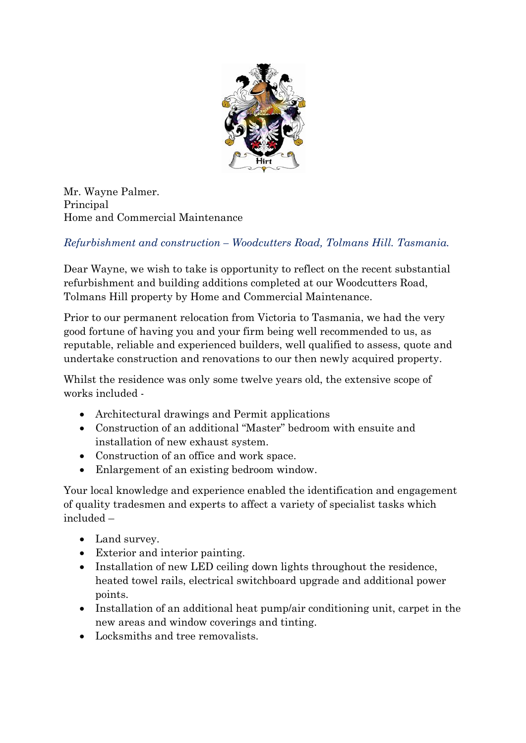Mr. Wayne Palmer.
Principal
Home and Commercial Maintenance

*Refurbishment and construction – Woodcutters Road, Tolmans Hill. Tasmania.*

Dear Wayne, we wish to take is opportunity to reflect on the recent substantial refurbishment and building additions completed at our Woodcutters Road, Tolmans Hill property by Home and Commercial Maintenance.

Prior to our permanent relocation from Victoria to Tasmania, we had the very good fortune of having you and your firm being well recommended to us, as reputable, reliable and experienced builders, well qualified to assess, quote and undertake construction and renovations to our then newly acquired property.

Whilst the residence was only some twelve years old, the extensive scope of works included -

- Architectural drawings and Permit applications
- Construction of an additional "Master" bedroom with ensuite and installation of new exhaust system.
- Construction of an office and work space.
- Enlargement of an existing bedroom window.

Your local knowledge and experience enabled the identification and engagement of quality tradesmen and experts to affect a variety of specialist tasks which included –

- Land survey.
- Exterior and interior painting.
- Installation of new LED ceiling down lights throughout the residence, heated towel rails, electrical switchboard upgrade and additional power points.
- Installation of an additional heat pump/air conditioning unit, carpet in the new areas and window coverings and tinting.
- Locksmiths and tree removalists.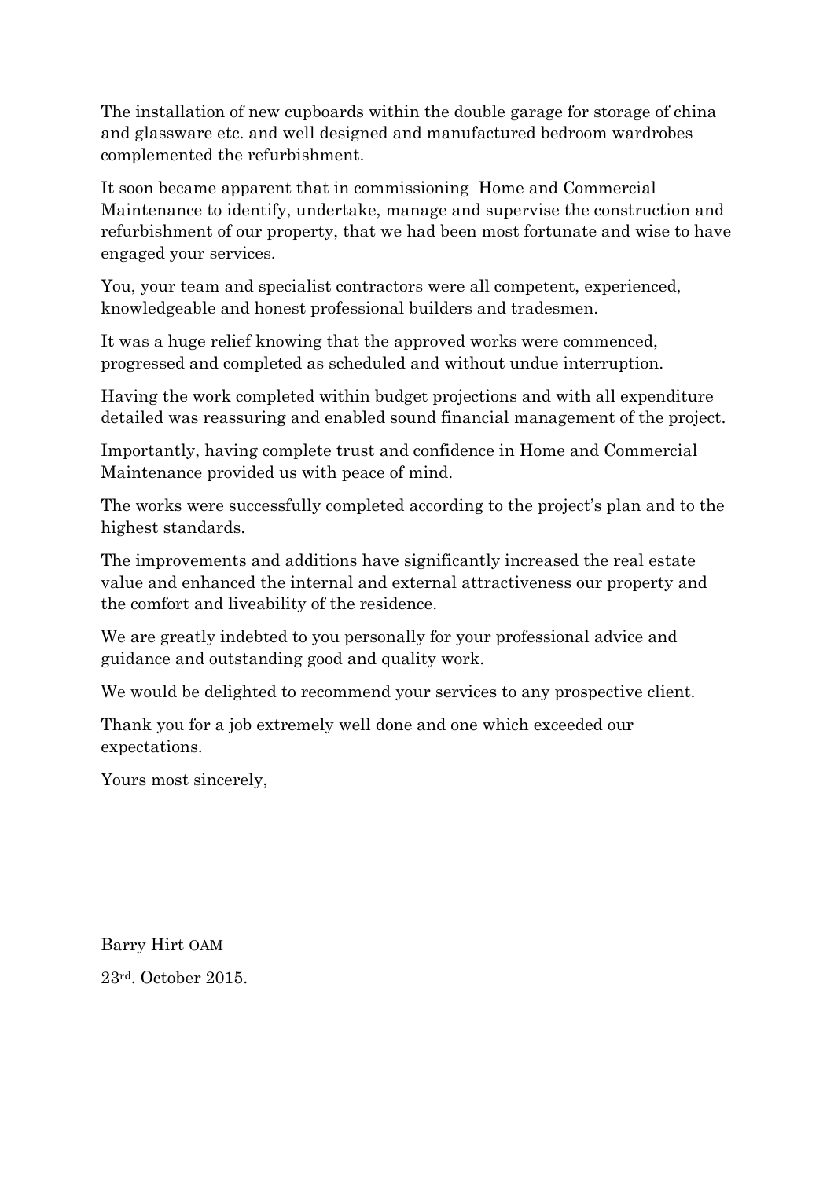The installation of new cupboards within the double garage for storage of china and glassware etc. and well designed and manufactured bedroom wardrobes complemented the refurbishment.

It soon became apparent that in commissioning Home and Commercial Maintenance to identify, undertake, manage and supervise the construction and refurbishment of our property, that we had been most fortunate and wise to have engaged your services.

You, your team and specialist contractors were all competent, experienced, knowledgeable and honest professional builders and tradesmen.

It was a huge relief knowing that the approved works were commenced, progressed and completed as scheduled and without undue interruption.

Having the work completed within budget projections and with all expenditure detailed was reassuring and enabled sound financial management of the project.

Importantly, having complete trust and confidence in Home and Commercial Maintenance provided us with peace of mind.

The works were successfully completed according to the project's plan and to the highest standards.

The improvements and additions have significantly increased the real estate value and enhanced the internal and external attractiveness our property and the comfort and liveability of the residence.

We are greatly indebted to you personally for your professional advice and guidance and outstanding good and quality work.

We would be delighted to recommend your services to any prospective client.

Thank you for a job extremely well done and one which exceeded our expectations.

Yours most sincerely,

Barry Hirt OAM

23rd. October 2015.